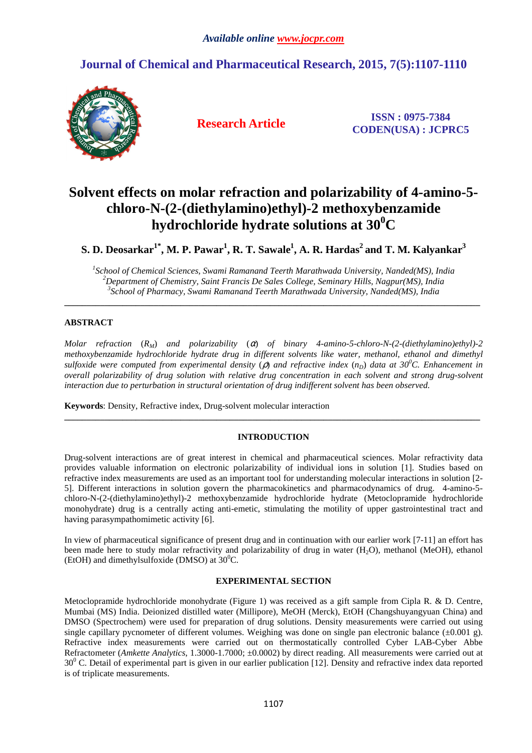Available online www.jocpr.com

# Journal of Chemical and Pharmaceutical Research, 2015, 7(5):1107-1110

**Research Article**

**ISSN : 0975-7384**
**CODEN(USA) : JCPRC5**

# Solvent effects on molar refraction and polarizability of 4-amino-5-chloro-N-(2-(diethylamino)ethyl)-2 methoxybenzamide hydrochloride hydrate solutions at 30$^0$C

**S. D. Deosarkar[1*], M. P. Pawar[1], R. T. Sawale[1], A. R. Hardas[2] and T. M. Kalyankar[3]**

*[1]School of Chemical Sciences, Swami Ramanand Teerth Marathwada University, Nanded(MS), India*
*[2]Department of Chemistry, Saint Francis De Sales College, Seminary Hills, Nagpur(MS), India*
*[3]School of Pharmacy, Swami Ramanand Teerth Marathwada University, Nanded(MS), India*

---

## ABSTRACT

*Molar refraction ($R_M$) and polarizability ($\alpha$) of binary 4-amino-5-chloro-N-(2-(diethylamino)ethyl)-2 methoxybenzamide hydrochloride hydrate drug in different solvents like water, methanol, ethanol and dimethyl sulfoxide were computed from experimental density ($\rho$) and refractive index ($n_D$) data at 30$^0$C. Enhancement in overall polarizability of drug solution with relative drug concentration in each solvent and strong drug-solvent interaction due to perturbation in structural orientation of drug indifferent solvent has been observed.*

**Keywords**: Density, Refractive index, Drug-solvent molecular interaction

---

## INTRODUCTION

Drug-solvent interactions are of great interest in chemical and pharmaceutical sciences. Molar refractivity data provides valuable information on electronic polarizability of individual ions in solution [1]. Studies based on refractive index measurements are used as an important tool for understanding molecular interactions in solution [2-5]. Different interactions in solution govern the pharmacokinetics and pharmacodynamics of drug. 4-amino-5-chloro-N-(2-(diethylamino)ethyl)-2 methoxybenzamide hydrochloride hydrate (Metoclopramide hydrochloride monohydrate) drug is a centrally acting anti-emetic, stimulating the motility of upper gastrointestinal tract and having parasympathomimetic activity [6].

In view of pharmaceutical significance of present drug and in continuation with our earlier work [7-11] an effort has been made here to study molar refractivity and polarizability of drug in water ($H_2O$), methanol (MeOH), ethanol (EtOH) and dimethylsulfoxide (DMSO) at 30$^0$C.

## EXPERIMENTAL SECTION

Metoclopramide hydrochloride monohydrate (Figure 1) was received as a gift sample from Cipla R. & D. Centre, Mumbai (MS) India. Deionized distilled water (Millipore), MeOH (Merck), EtOH (Changshuyangyuan China) and DMSO (Spectrochem) were used for preparation of drug solutions. Density measurements were carried out using single capillary pycnometer of different volumes. Weighing was done on single pan electronic balance (±0.001 g). Refractive index measurements were carried out on thermostatically controlled Cyber LAB-Cyber Abbe Refractometer (*Amkette Analytics*, 1.3000-1.7000; ±0.0002) by direct reading. All measurements were carried out at 30$^0$ C. Detail of experimental part is given in our earlier publication [12]. Density and refractive index data reported is of triplicate measurements.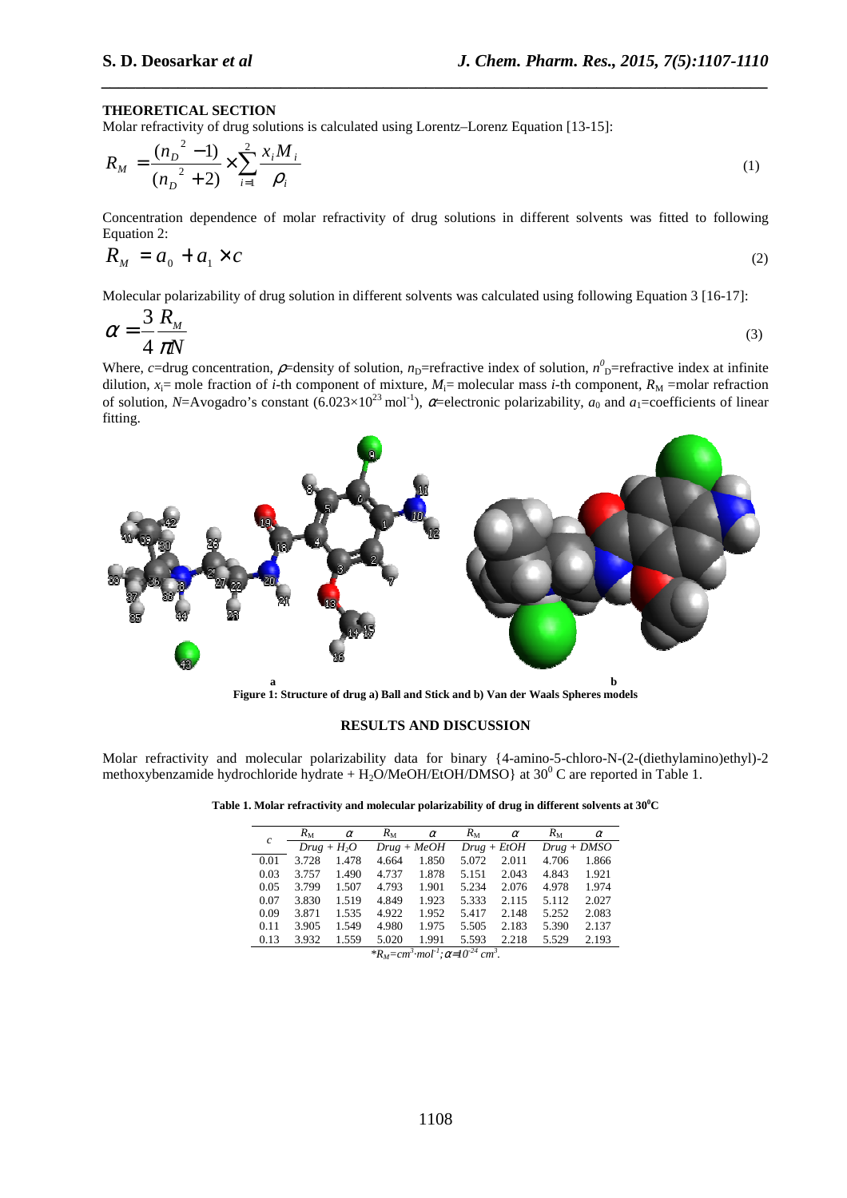## THEORETICAL SECTION

Molar refractivity of drug solutions is calculated using Lorentz–Lorenz Equation [13-15]:

$$R_M = \frac{(n_D^{\,2} - 1)}{(n_D^{\,2} + 2)} \times \sum_{i=1}^{2} \frac{x_i M_i}{\rho_i} \tag{1}$$

Concentration dependence of molar refractivity of drug solutions in different solvents was fitted to following Equation 2:

$$R_M = a_0 + a_1 \times c \tag{2}$$

Molecular polarizability of drug solution in different solvents was calculated using following Equation 3 [16-17]:

$$\alpha = \frac{3}{4} \frac{R_M}{\pi N} \tag{3}$$

Where, $c$=drug concentration, $\rho$=density of solution, $n_D$=refractive index of solution, $n^0_D$=refractive index at infinite dilution, $x_i$= mole fraction of $i$-th component of mixture, $M_i$= molecular mass $i$-th component, $R_M$ =molar refraction of solution, $N$=Avogadro's constant ($6.023\times10^{23}$ mol$^{-1}$), $\alpha$=electronic polarizability, $a_0$ and $a_1$=coefficients of linear fitting.

**a** **b**

**Figure 1: Structure of drug a) Ball and Stick and b) Van der Waals Spheres models**

## RESULTS AND DISCUSSION

Molar refractivity and molecular polarizability data for binary {4-amino-5-chloro-N-(2-(diethylamino)ethyl)-2 methoxybenzamide hydrochloride hydrate + $H_2O$/MeOH/EtOH/DMSO} at $30^0$ C are reported in Table 1.

**Table 1. Molar refractivity and molecular polarizability of drug in different solvents at $30^0$C**

| $c$ | $R_M$ | $\alpha$ | $R_M$ | $\alpha$ | $R_M$ | $\alpha$ | $R_M$ | $\alpha$ |
|---|---|---|---|---|---|---|---|---|
| | *Drug + $H_2O$* | | *Drug + MeOH* | | *Drug + EtOH* | | *Drug + DMSO* | |
| 0.01 | 3.728 | 1.478 | 4.664 | 1.850 | 5.072 | 2.011 | 4.706 | 1.866 |
| 0.03 | 3.757 | 1.490 | 4.737 | 1.878 | 5.151 | 2.043 | 4.843 | 1.921 |
| 0.05 | 3.799 | 1.507 | 4.793 | 1.901 | 5.234 | 2.076 | 4.978 | 1.974 |
| 0.07 | 3.830 | 1.519 | 4.849 | 1.923 | 5.333 | 2.115 | 5.112 | 2.027 |
| 0.09 | 3.871 | 1.535 | 4.922 | 1.952 | 5.417 | 2.148 | 5.252 | 2.083 |
| 0.11 | 3.905 | 1.549 | 4.980 | 1.975 | 5.505 | 2.183 | 5.390 | 2.137 |
| 0.13 | 3.932 | 1.559 | 5.020 | 1.991 | 5.593 | 2.218 | 5.529 | 2.193 |

*$R_M$=cm$^3$·mol$^{-1}$; $\alpha$=$10^{-24}$ cm$^3$.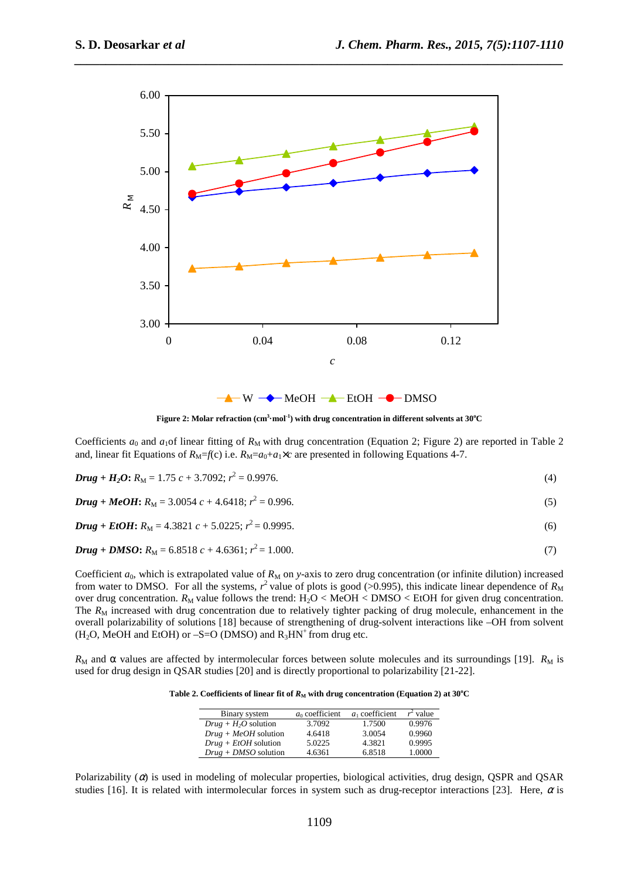Figure 2: Molar refraction ($cm^3 \cdot mol^{-1}$) with drug concentration in different solvents at 30°C

Coefficients $a_0$ and $a_1$of linear fitting of $R_M$ with drug concentration (Equation 2; Figure 2) are reported in Table 2 and, linear fit Equations of $R_M=f(c)$ i.e. $R_M=a_0+a_1\times c$ are presented in following Equations 4-7.

***Drug + $H_2O$*:** $R_M = 1.75\ c + 3.7092$; $r^2 = 0.9976$. (4)

***Drug + MeOH*:** $R_M = 3.0054\ c + 4.6418$; $r^2 = 0.996$. (5)

***Drug + EtOH*:** $R_M = 4.3821\ c + 5.0225$; $r^2 = 0.9995$. (6)

***Drug + DMSO*:** $R_M = 6.8518\ c + 4.6361$; $r^2 = 1.000$. (7)

Coefficient $a_0$, which is extrapolated value of $R_M$ on *y*-axis to zero drug concentration (or infinite dilution) increased from water to DMSO. For all the systems, $r^2$ value of plots is good (>0.995), this indicate linear dependence of $R_M$ over drug concentration. $R_M$ value follows the trend: $H_2O$ < MeOH < DMSO < EtOH for given drug concentration. The $R_M$ increased with drug concentration due to relatively tighter packing of drug molecule, enhancement in the overall polarizability of solutions [18] because of strengthening of drug-solvent interactions like –OH from solvent ($H_2O$, MeOH and EtOH) or –S=O (DMSO) and $R_3HN^+$ from drug etc.

$R_M$ and α values are affected by intermolecular forces between solute molecules and its surroundings [19]. $R_M$ is used for drug design in QSAR studies [20] and is directly proportional to polarizability [21-22].

**Table 2. Coefficients of linear fit of $R_M$ with drug concentration (Equation 2) at 30°C**

| Binary system | $a_0$ coefficient | $a_1$ coefficient | $r^2$ value |
|---|---|---|---|
| *Drug + $H_2O$* solution | 3.7092 | 1.7500 | 0.9976 |
| *Drug + MeOH* solution | 4.6418 | 3.0054 | 0.9960 |
| *Drug + EtOH* solution | 5.0225 | 4.3821 | 0.9995 |
| *Drug + DMSO* solution | 4.6361 | 6.8518 | 1.0000 |

Polarizability ($\alpha$) is used in modeling of molecular properties, biological activities, drug design, QSPR and QSAR studies [16]. It is related with intermolecular forces in system such as drug-receptor interactions [23]. Here, $\alpha$ is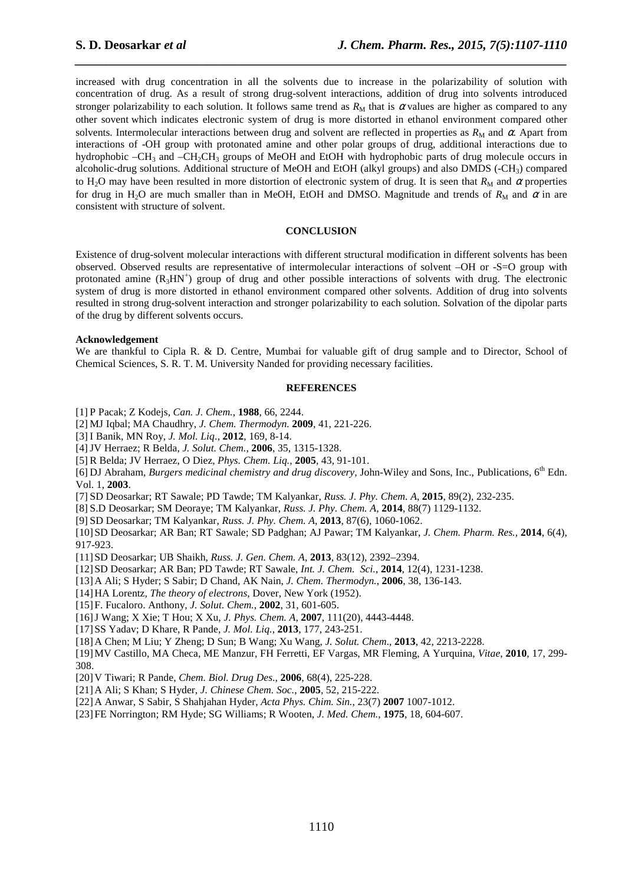increased with drug concentration in all the solvents due to increase in the polarizability of solution with concentration of drug. As a result of strong drug-solvent interactions, addition of drug into solvents introduced stronger polarizability to each solution. It follows same trend as $R_M$ that is $\alpha$ values are higher as compared to any other sovent which indicates electronic system of drug is more distorted in ethanol environment compared other solvents. Intermolecular interactions between drug and solvent are reflected in properties as $R_M$ and $\alpha$. Apart from interactions of -OH group with protonated amine and other polar groups of drug, additional interactions due to hydrophobic $-CH_3$ and $-CH_2CH_3$ groups of MeOH and EtOH with hydrophobic parts of drug molecule occurs in alcoholic-drug solutions. Additional structure of MeOH and EtOH (alkyl groups) and also DMDS ($-CH_3$) compared to $H_2O$ may have been resulted in more distortion of electronic system of drug. It is seen that $R_M$ and $\alpha$ properties for drug in $H_2O$ are much smaller than in MeOH, EtOH and DMSO. Magnitude and trends of $R_M$ and $\alpha$ in are consistent with structure of solvent.

## CONCLUSION

Existence of drug-solvent molecular interactions with different structural modification in different solvents has been observed. Observed results are representative of intermolecular interactions of solvent –OH or -S=O group with protonated amine ($R_3HN^+$) group of drug and other possible interactions of solvents with drug. The electronic system of drug is more distorted in ethanol environment compared other solvents. Addition of drug into solvents resulted in strong drug-solvent interaction and stronger polarizability to each solution. Solvation of the dipolar parts of the drug by different solvents occurs.

**Acknowledgement**

We are thankful to Cipla R. & D. Centre, Mumbai for valuable gift of drug sample and to Director, School of Chemical Sciences, S. R. T. M. University Nanded for providing necessary facilities.

## REFERENCES

[1] P Pacak; Z Kodejs, *Can. J. Chem.*, **1988**, 66, 2244.

[2] MJ Iqbal; MA Chaudhry, *J. Chem. Thermodyn.* **2009**, 41, 221-226.

[3] I Banik, MN Roy, *J. Mol. Liq*., **2012**, 169, 8-14.

[4] JV Herraez; R Belda, *J. Solut. Chem.*, **2006**, 35, 1315-1328.

[5] R Belda; JV Herraez, O Diez, *Phys. Chem. Liq.*, **2005**, 43, 91-101.

[6] DJ Abraham, *Burgers medicinal chemistry and drug discovery*, John-Wiley and Sons, Inc., Publications, 6th Edn. Vol. 1, **2003**.

[7] SD Deosarkar; RT Sawale; PD Tawde; TM Kalyankar, *Russ. J. Phy. Chem. A*, **2015**, 89(2), 232-235.

[8] S.D Deosarkar; SM Deoraye; TM Kalyankar, *Russ. J. Phy. Chem. A*, **2014**, 88(7) 1129-1132.

[9] SD Deosarkar; TM Kalyankar, *Russ. J. Phy. Chem. A*, **2013**, 87(6), 1060-1062.

[10] SD Deosarkar; AR Ban; RT Sawale; SD Padghan; AJ Pawar; TM Kalyankar, *J. Chem. Pharm. Res.*, **2014**, 6(4), 917-923.

[11] SD Deosarkar; UB Shaikh, *Russ. J. Gen. Chem. A*, **2013**, 83(12), 2392–2394.

[12] SD Deosarkar; AR Ban; PD Tawde; RT Sawale, *Int. J. Chem. Sci.*, **2014**, 12(4), 1231-1238.

[13] A Ali; S Hyder; S Sabir; D Chand, AK Nain, *J. Chem. Thermodyn.*, **2006**, 38, 136-143.

[14] HA Lorentz, *The theory of electrons*, Dover, New York (1952).

[15] F. Fucaloro. Anthony, *J. Solut. Chem.*, **2002**, 31, 601-605.

[16] J Wang; X Xie; T Hou; X Xu, *J. Phys. Chem. A*, **2007**, 111(20), 4443-4448.

[17] SS Yadav; D Khare, R Pande, *J. Mol. Liq.*, **2013**, 177, 243-251.

[18] A Chen; M Liu; Y Zheng; D Sun; B Wang; Xu Wang, *J. Solut. Chem*., **2013**, 42, 2213-2228.

[19] MV Castillo, MA Checa, ME Manzur, FH Ferretti, EF Vargas, MR Fleming, A Yurquina, *Vitae*, **2010**, 17, 299-308.

[20] V Tiwari; R Pande, *Chem. Biol. Drug Des*., **2006**, 68(4), 225-228.

[21] A Ali; S Khan; S Hyder, *J. Chinese Chem. Soc.*, **2005**, 52, 215-222.

[22] A Anwar, S Sabir, S Shahjahan Hyder, *Acta Phys. Chim. Sin.*, 23(7) **2007** 1007-1012.

[23] FE Norrington; RM Hyde; SG Williams; R Wooten, *J. Med. Chem.*, **1975**, 18, 604-607.